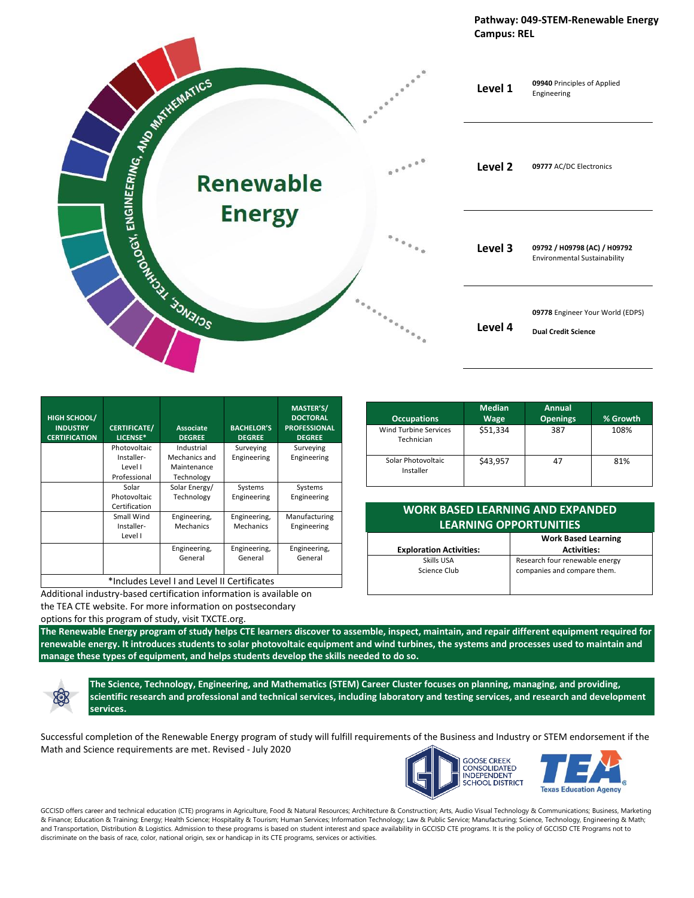**Pathway: 049-STEM-Renewable Energy**
**Campus: REL**

# Renewable Energy

SCIENCE, TECHNOLOGY, ENGINEERING, AND MATHEMATICS

| Level | Courses |
|---|---|
| **Level 1** | **09940** Principles of Applied Engineering |
| **Level 2** | **09777** AC/DC Electronics |
| **Level 3** | **09792 / H09798 (AC) / H09792** Environmental Sustainability |
| **Level 4** | **09778** Engineer Your World (EDPS)<br>**Dual Credit Science** |

| HIGH SCHOOL/ INDUSTRY CERTIFICATION | CERTIFICATE/ LICENSE* | Associate DEGREE | BACHELOR'S DEGREE | MASTER'S/ DOCTORAL PROFESSIONAL DEGREE |
|---|---|---|---|---|
| | Photovoltaic Installer-Level I Professional | Industrial Mechanics and Maintenance Technology | Surveying Engineering | Surveying Engineering |
| | Solar Photovoltaic Certification | Solar Energy/ Technology | Systems Engineering | Systems Engineering |
| | Small Wind Installer-Level I | Engineering, Mechanics | Engineering, Mechanics | Manufacturing Engineering |
| | | Engineering, General | Engineering, General | Engineering, General |

*Includes Level I and Level II Certificates

Additional industry-based certification information is available on the TEA CTE website. For more information on postsecondary options for this program of study, visit TXCTE.org.

| Occupations | Median Wage | Annual Openings | % Growth |
|---|---|---|---|
| Wind Turbine Services Technician | $51,334 | 387 | 108% |
| Solar Photovoltaic Installer | $43,957 | 47 | 81% |

## WORK BASED LEARNING AND EXPANDED LEARNING OPPORTUNITIES

| Exploration Activities: | Work Based Learning Activities: |
|---|---|
| Skills USA<br>Science Club | Research four renewable energy companies and compare them. |

**The Renewable Energy program of study helps CTE learners discover to assemble, inspect, maintain, and repair different equipment required for renewable energy. It introduces students to solar photovoltaic equipment and wind turbines, the systems and processes used to maintain and manage these types of equipment, and helps students develop the skills needed to do so.**

**The Science, Technology, Engineering, and Mathematics (STEM) Career Cluster focuses on planning, managing, and providing, scientific research and professional and technical services, including laboratory and testing services, and research and development services.**

Successful completion of the Renewable Energy program of study will fulfill requirements of the Business and Industry or STEM endorsement if the Math and Science requirements are met. Revised - July 2020

GOOSE CREEK CONSOLIDATED INDEPENDENT SCHOOL DISTRICT

TEA Texas Education Agency

GCCISD offers career and technical education (CTE) programs in Agriculture, Food & Natural Resources; Architecture & Construction; Arts, Audio Visual Technology & Communications; Business, Marketing & Finance; Education & Training; Energy; Health Science; Hospitality & Tourism; Human Services; Information Technology; Law & Public Service; Manufacturing; Science, Technology, Engineering & Math; and Transportation, Distribution & Logistics. Admission to these programs is based on student interest and space availability in GCCISD CTE programs. It is the policy of GCCISD CTE Programs not to discriminate on the basis of race, color, national origin, sex or handicap in its CTE programs, services or activities.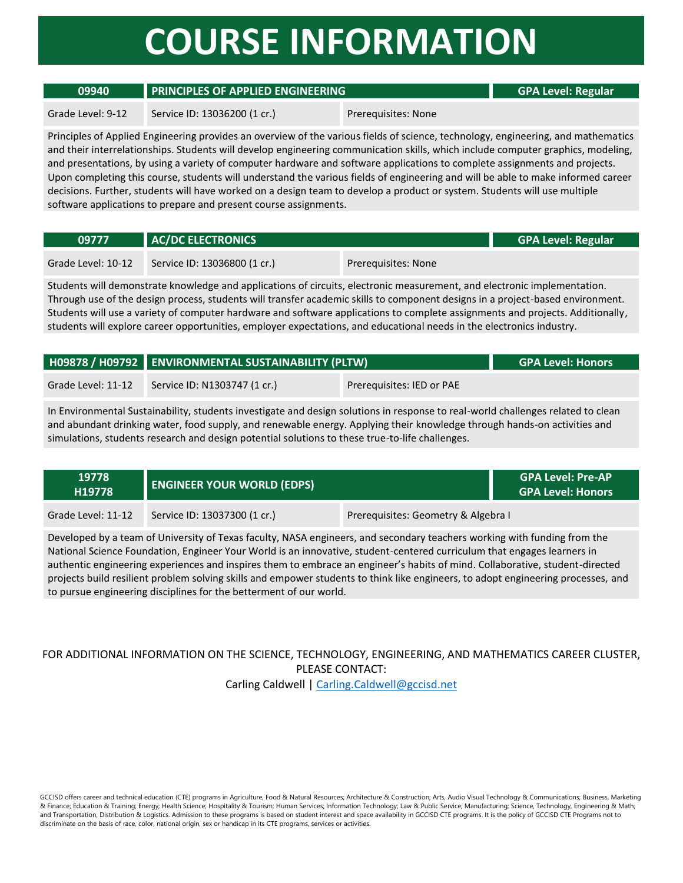# COURSE INFORMATION

| 09940 | PRINCIPLES OF APPLIED ENGINEERING | GPA Level: Regular |
|---|---|---|
| Grade Level: 9-12 | Service ID: 13036200 (1 cr.) | Prerequisites: None |

Principles of Applied Engineering provides an overview of the various fields of science, technology, engineering, and mathematics and their interrelationships. Students will develop engineering communication skills, which include computer graphics, modeling, and presentations, by using a variety of computer hardware and software applications to complete assignments and projects. Upon completing this course, students will understand the various fields of engineering and will be able to make informed career decisions. Further, students will have worked on a design team to develop a product or system. Students will use multiple software applications to prepare and present course assignments.

| 09777 | AC/DC ELECTRONICS | GPA Level: Regular |
|---|---|---|
| Grade Level: 10-12 | Service ID: 13036800 (1 cr.) | Prerequisites: None |

Students will demonstrate knowledge and applications of circuits, electronic measurement, and electronic implementation. Through use of the design process, students will transfer academic skills to component designs in a project-based environment. Students will use a variety of computer hardware and software applications to complete assignments and projects. Additionally, students will explore career opportunities, employer expectations, and educational needs in the electronics industry.

| H09878 / H09792 | ENVIRONMENTAL SUSTAINABILITY (PLTW) | GPA Level: Honors |
|---|---|---|
| Grade Level: 11-12 | Service ID: N1303747 (1 cr.) | Prerequisites: IED or PAE |

In Environmental Sustainability, students investigate and design solutions in response to real-world challenges related to clean and abundant drinking water, food supply, and renewable energy. Applying their knowledge through hands-on activities and simulations, students research and design potential solutions to these true-to-life challenges.

| 19778 H19778 | ENGINEER YOUR WORLD (EDPS) | GPA Level: Pre-AP GPA Level: Honors |
|---|---|---|
| Grade Level: 11-12 | Service ID: 13037300 (1 cr.) | Prerequisites: Geometry & Algebra I |

Developed by a team of University of Texas faculty, NASA engineers, and secondary teachers working with funding from the National Science Foundation, Engineer Your World is an innovative, student-centered curriculum that engages learners in authentic engineering experiences and inspires them to embrace an engineer's habits of mind. Collaborative, student-directed projects build resilient problem solving skills and empower students to think like engineers, to adopt engineering processes, and to pursue engineering disciplines for the betterment of our world.

FOR ADDITIONAL INFORMATION ON THE SCIENCE, TECHNOLOGY, ENGINEERING, AND MATHEMATICS CAREER CLUSTER, PLEASE CONTACT:
Carling Caldwell | Carling.Caldwell@gccisd.net

GCCISD offers career and technical education (CTE) programs in Agriculture, Food & Natural Resources; Architecture & Construction; Arts, Audio Visual Technology & Communications; Business, Marketing & Finance; Education & Training; Energy; Health Science; Hospitality & Tourism; Human Services; Information Technology; Law & Public Service; Manufacturing; Science, Technology, Engineering & Math; and Transportation, Distribution & Logistics. Admission to these programs is based on student interest and space availability in GCCISD CTE programs. It is the policy of GCCISD CTE Programs not to discriminate on the basis of race, color, national origin, sex or handicap in its CTE programs, services or activities.